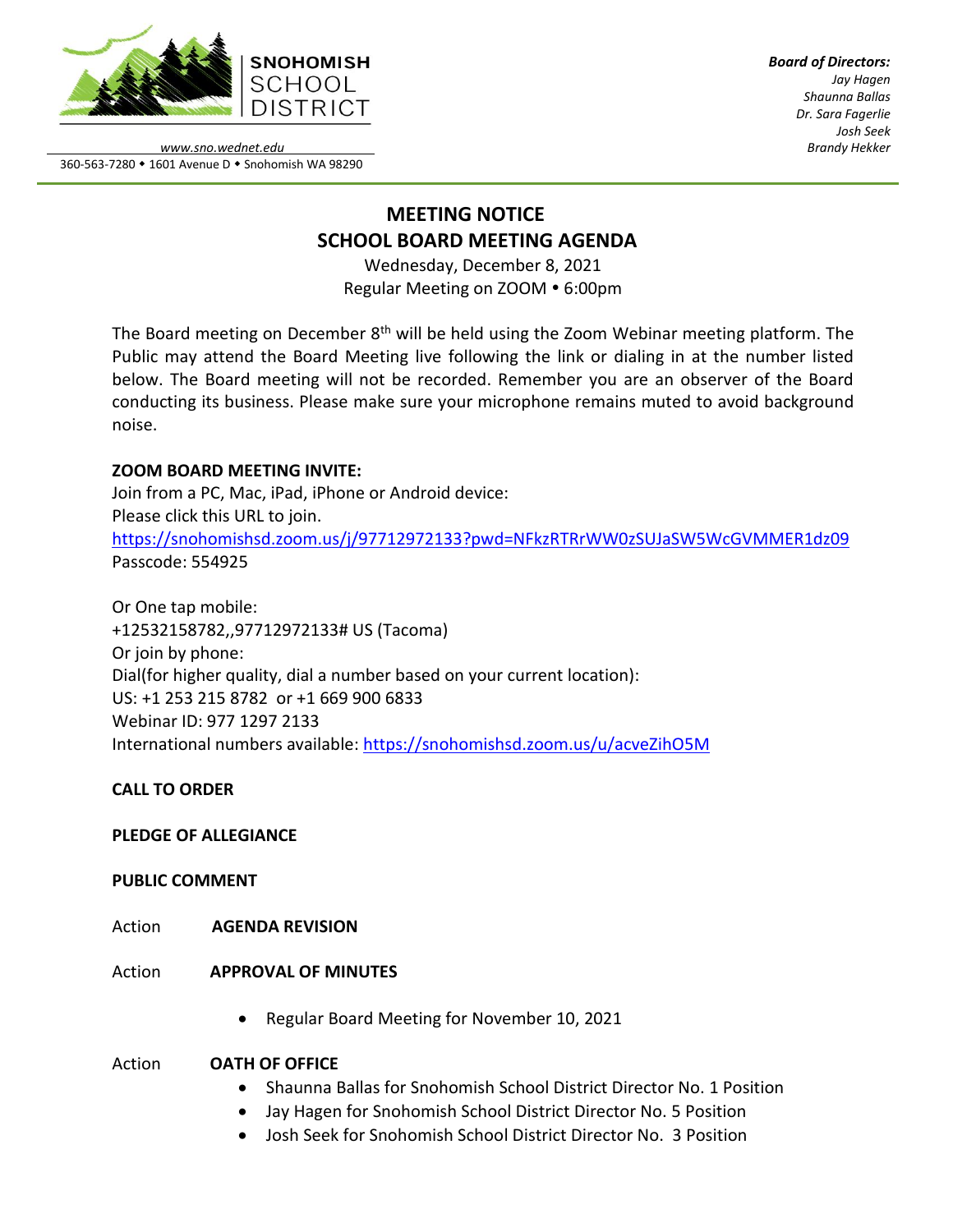**SNOHOMISH SCHOOL DISTRICT**

www.sno.wednet.edu
360-563-7280 • 1601 Avenue D • Snohomish WA 98290

***Board of Directors:***
*Jay Hagen*
*Shaunna Ballas*
*Dr. Sara Fagerlie*
*Josh Seek*
*Brandy Hekker*

# MEETING NOTICE
# SCHOOL BOARD MEETING AGENDA

Wednesday, December 8, 2021
Regular Meeting on ZOOM • 6:00pm

The Board meeting on December 8th will be held using the Zoom Webinar meeting platform. The Public may attend the Board Meeting live following the link or dialing in at the number listed below. The Board meeting will not be recorded. Remember you are an observer of the Board conducting its business. Please make sure your microphone remains muted to avoid background noise.

**ZOOM BOARD MEETING INVITE:**
Join from a PC, Mac, iPad, iPhone or Android device:
Please click this URL to join.
https://snohomishsd.zoom.us/j/97712972133?pwd=NFkzRTRrWW0zSUJaSW5WcGVMMER1dz09
Passcode: 554925

Or One tap mobile:
+12532158782,,97712972133# US (Tacoma)
Or join by phone:
Dial(for higher quality, dial a number based on your current location):
US: +1 253 215 8782 or +1 669 900 6833
Webinar ID: 977 1297 2133
International numbers available: https://snohomishsd.zoom.us/u/acveZihO5M

**CALL TO ORDER**

**PLEDGE OF ALLEGIANCE**

**PUBLIC COMMENT**

Action **AGENDA REVISION**

Action **APPROVAL OF MINUTES**

- Regular Board Meeting for November 10, 2021

Action **OATH OF OFFICE**

- Shaunna Ballas for Snohomish School District Director No. 1 Position
- Jay Hagen for Snohomish School District Director No. 5 Position
- Josh Seek for Snohomish School District Director No. 3 Position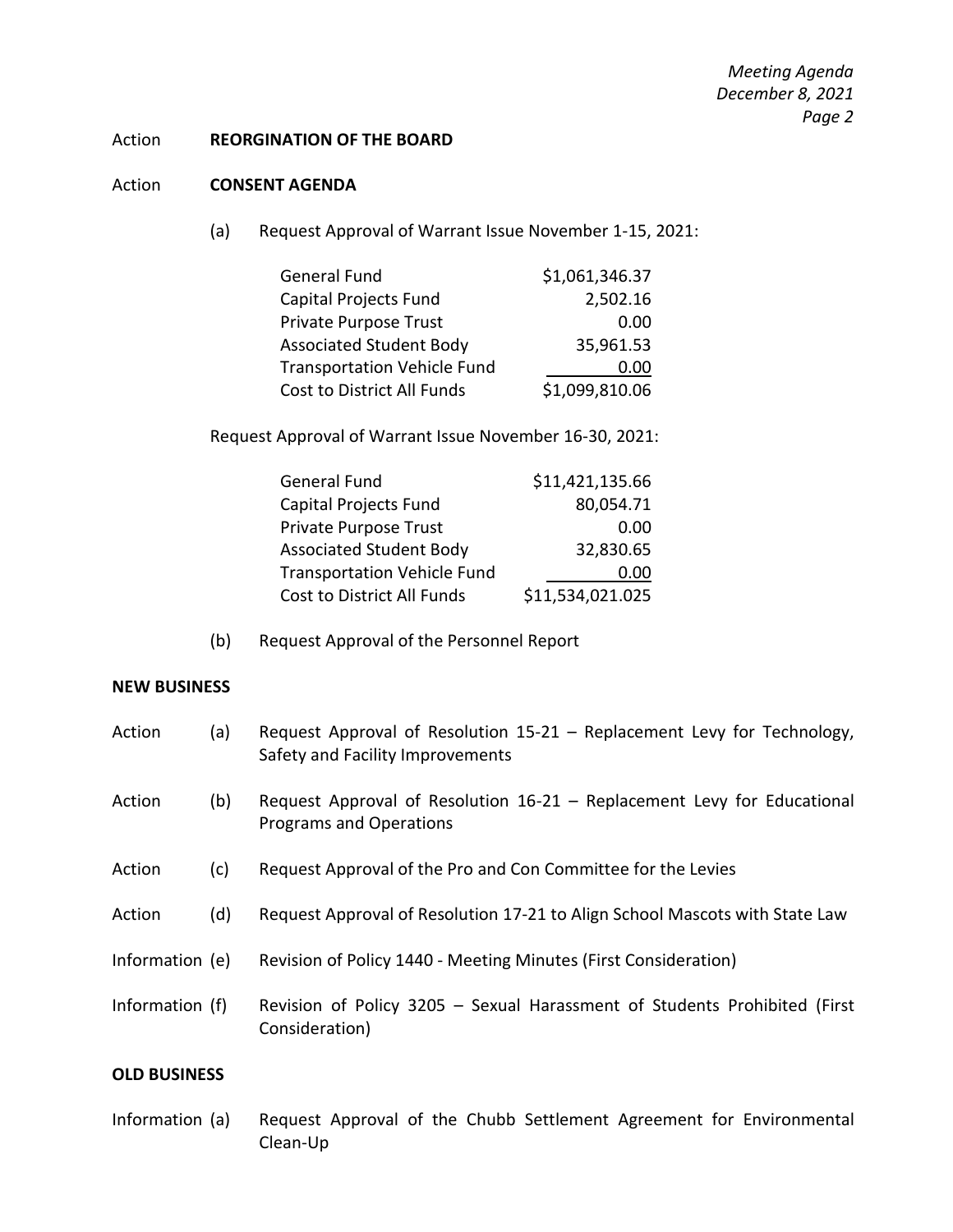Action **REORGINATION OF THE BOARD**

Action **CONSENT AGENDA**

(a) Request Approval of Warrant Issue November 1-15, 2021:

| | |
|---|---|
| General Fund | $1,061,346.37 |
| Capital Projects Fund | 2,502.16 |
| Private Purpose Trust | 0.00 |
| Associated Student Body | 35,961.53 |
| Transportation Vehicle Fund | 0.00 |
| Cost to District All Funds | $1,099,810.06 |

Request Approval of Warrant Issue November 16-30, 2021:

| | |
|---|---|
| General Fund | $11,421,135.66 |
| Capital Projects Fund | 80,054.71 |
| Private Purpose Trust | 0.00 |
| Associated Student Body | 32,830.65 |
| Transportation Vehicle Fund | 0.00 |
| Cost to District All Funds | $11,534,021.025 |

(b) Request Approval of the Personnel Report

**NEW BUSINESS**

Action (a) Request Approval of Resolution 15-21 – Replacement Levy for Technology, Safety and Facility Improvements

Action (b) Request Approval of Resolution 16-21 – Replacement Levy for Educational Programs and Operations

Action (c) Request Approval of the Pro and Con Committee for the Levies

Action (d) Request Approval of Resolution 17-21 to Align School Mascots with State Law

Information (e) Revision of Policy 1440 - Meeting Minutes (First Consideration)

Information (f) Revision of Policy 3205 – Sexual Harassment of Students Prohibited (First Consideration)

**OLD BUSINESS**

Information (a) Request Approval of the Chubb Settlement Agreement for Environmental Clean-Up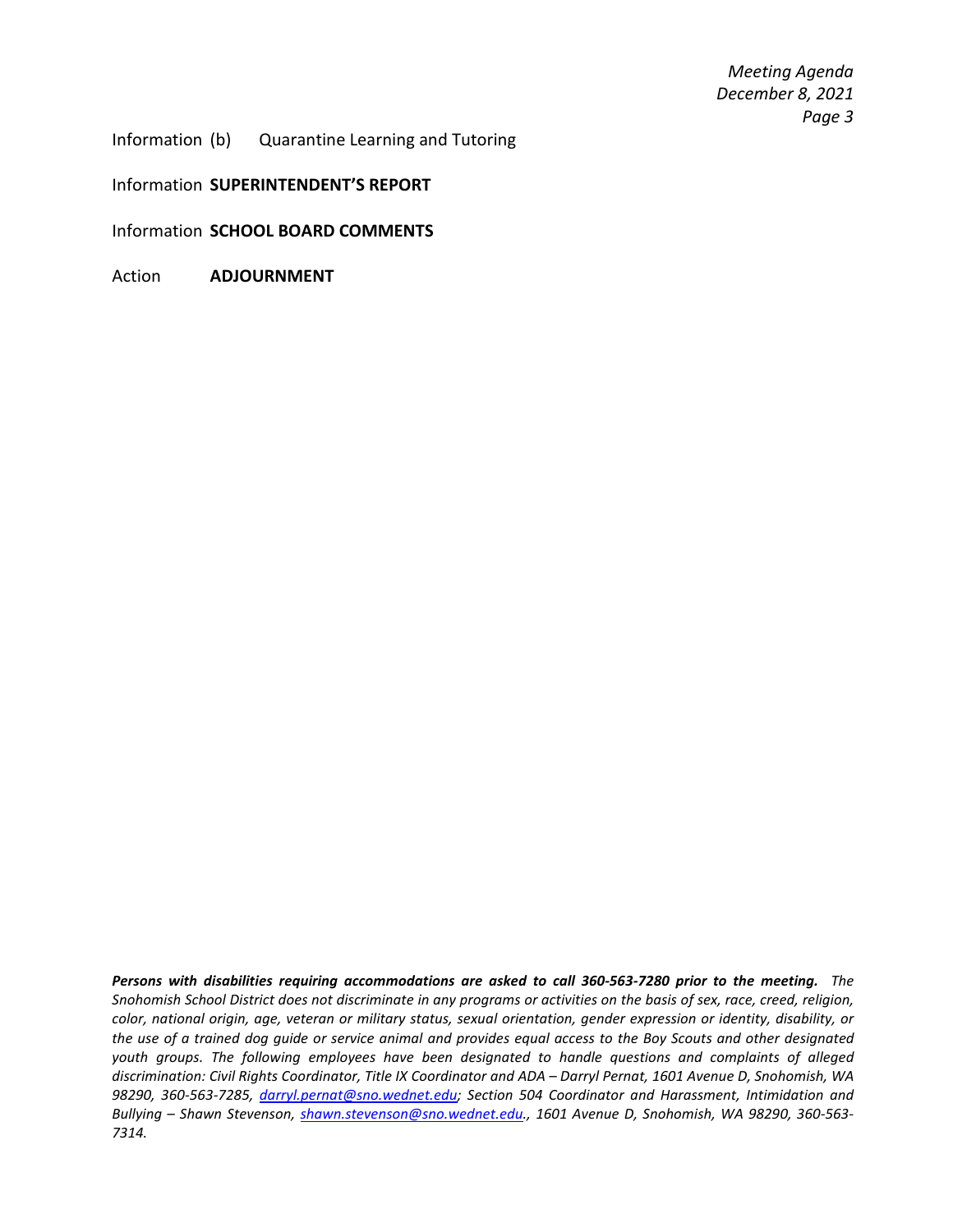Information (b) Quarantine Learning and Tutoring

Information **SUPERINTENDENT'S REPORT**

Information **SCHOOL BOARD COMMENTS**

Action **ADJOURNMENT**

***Persons with disabilities requiring accommodations are asked to call 360-563-7280 prior to the meeting.*** *The Snohomish School District does not discriminate in any programs or activities on the basis of sex, race, creed, religion, color, national origin, age, veteran or military status, sexual orientation, gender expression or identity, disability, or the use of a trained dog guide or service animal and provides equal access to the Boy Scouts and other designated youth groups. The following employees have been designated to handle questions and complaints of alleged discrimination: Civil Rights Coordinator, Title IX Coordinator and ADA – Darryl Pernat, 1601 Avenue D, Snohomish, WA 98290, 360-563-7285, darryl.pernat@sno.wednet.edu; Section 504 Coordinator and Harassment, Intimidation and Bullying – Shawn Stevenson, shawn.stevenson@sno.wednet.edu., 1601 Avenue D, Snohomish, WA 98290, 360-563-7314.*